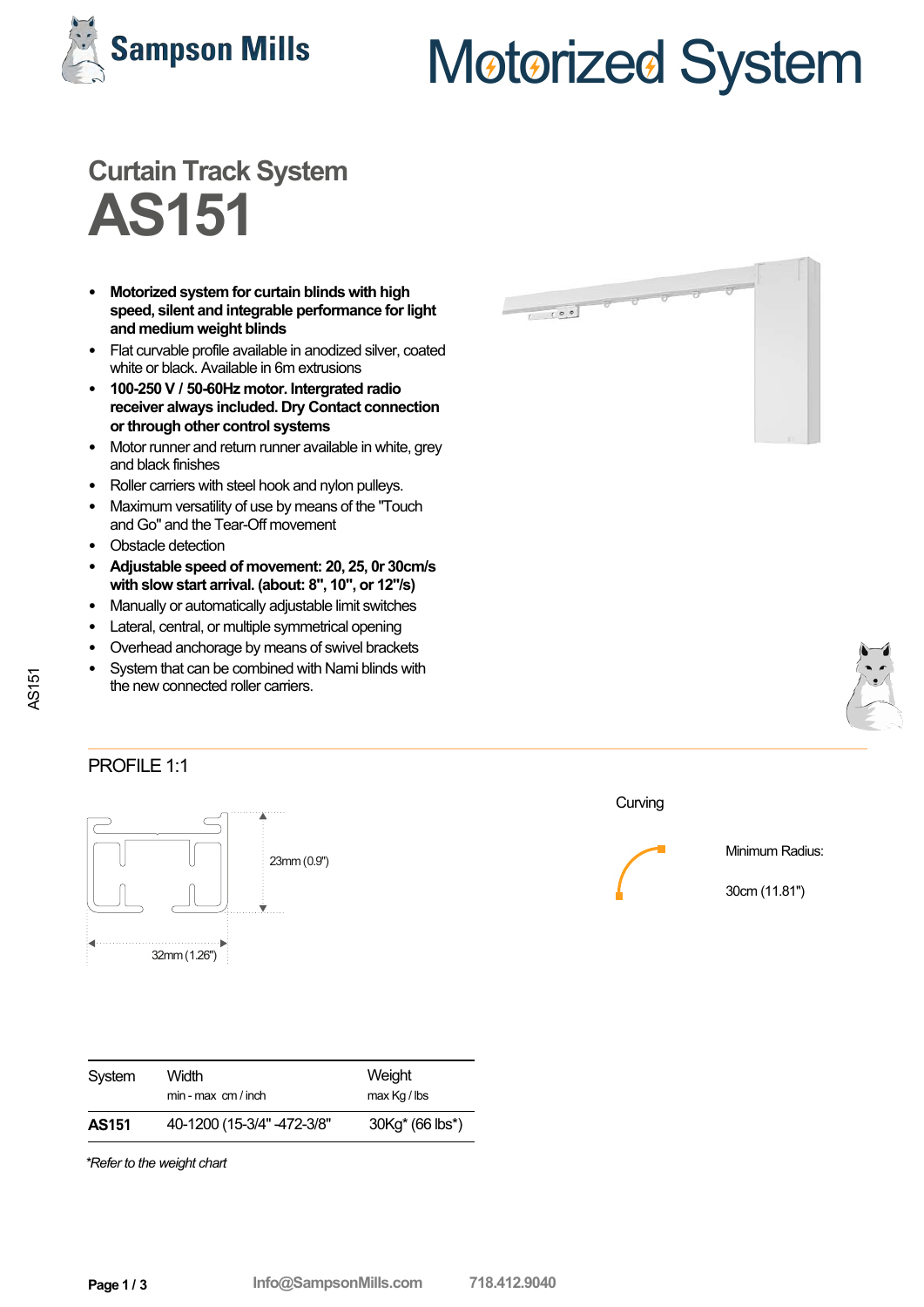Sampson Mills

# Motorized System

## Curtain Track System

# AS151

- **Motorized system for curtain blinds with high speed, silent and integrable performance for light and medium weight blinds**
- Flat curvable profile available in anodized silver, coated white or black. Available in 6m extrusions
- **100-250 V / 50-60Hz motor. Intergrated radio receiver always included. Dry Contact connection or through other control systems**
- Motor runner and return runner available in white, grey and black finishes
- Roller carriers with steel hook and nylon pulleys.
- Maximum versatility of use by means of the "Touch and Go" and the Tear-Off movement
- Obstacle detection
- **Adjustable speed of movement: 20, 25, 0r 30cm/s with slow start arrival. (about: 8", 10", or 12"/s)**
- Manually or automatically adjustable limit switches
- Lateral, central, or multiple symmetrical opening
- Overhead anchorage by means of swivel brackets
- System that can be combined with Nami blinds with the new connected roller carriers.

AS151

## PROFILE 1:1

23mm (0.9")

32mm (1.26")

Curving

Minimum Radius:

30cm (11.81")

| System | Width<br>min - max cm / inch | Weight<br>max Kg / lbs |
|---|---|---|
| **AS151** | 40-1200 (15-3/4" -472-3/8" | 30Kg* (66 lbs*) |

*\*Refer to the weight chart*

Info@SampsonMills.com 718.412.9040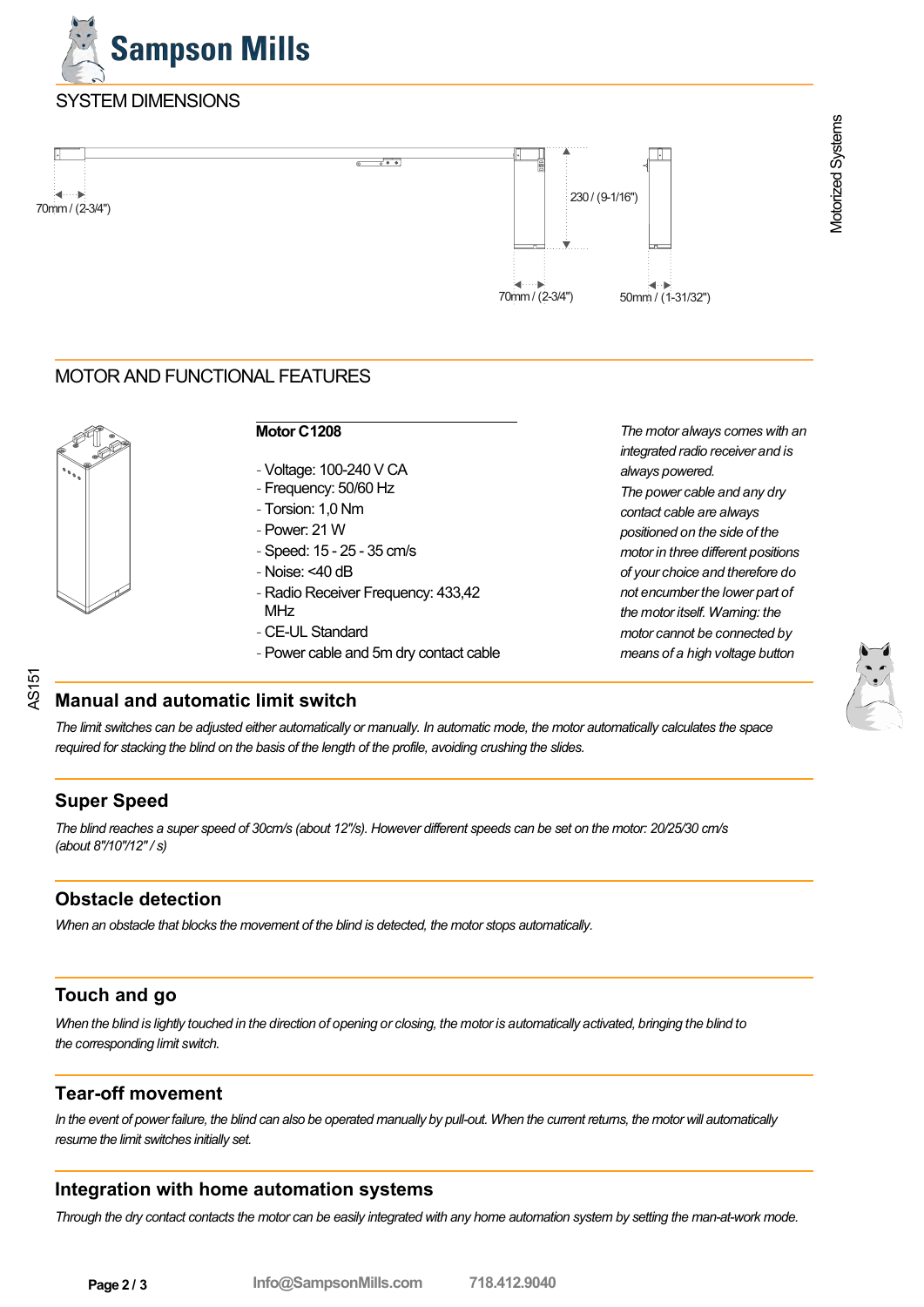## SYSTEM DIMENSIONS

70mm / (2-3/4")

230 / (9-1/16")

70mm / (2-3/4")

50mm / (1-31/32")

## MOTOR AND FUNCTIONAL FEATURES

**Motor C1208**

- Voltage: 100-240 V CA
- Frequency: 50/60 Hz
- Torsion: 1,0 Nm
- Power: 21 W
- Speed: 15 - 25 - 35 cm/s
- Noise: <40 dB
- Radio Receiver Frequency: 433,42 MHz
- CE-UL Standard
- Power cable and 5m dry contact cable

*The motor always comes with an integrated radio receiver and is always powered. The power cable and any dry contact cable are always positioned on the side of the motor in three different positions of your choice and therefore do not encumber the lower part of the motor itself. Warning: the motor cannot be connected by means of a high voltage button*

### Manual and automatic limit switch

*The limit switches can be adjusted either automatically or manually. In automatic mode, the motor automatically calculates the space required for stacking the blind on the basis of the length of the profile, avoiding crushing the slides.*

### Super Speed

*The blind reaches a super speed of 30cm/s (about 12"/s). However different speeds can be set on the motor: 20/25/30 cm/s (about 8"/10"/12" / s)*

### Obstacle detection

*When an obstacle that blocks the movement of the blind is detected, the motor stops automatically.*

### Touch and go

*When the blind is lightly touched in the direction of opening or closing, the motor is automatically activated, bringing the blind to the corresponding limit switch.*

### Tear-off movement

*In the event of power failure, the blind can also be operated manually by pull-out. When the current returns, the motor will automatically resume the limit switches initially set.*

### Integration with home automation systems

*Through the dry contact contacts the motor can be easily integrated with any home automation system by setting the man-at-work mode.*

Info@SampsonMills.com 718.412.9040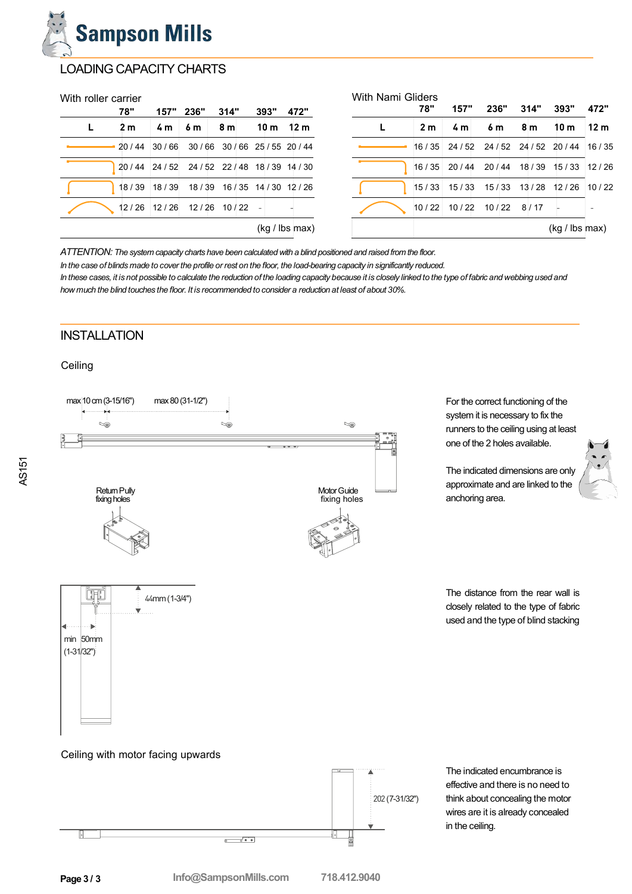# Sampson Mills

## LOADING CAPACITY CHARTS

### With roller carrier

| L | 78" 2 m | 157" 4 m | 236" 6 m | 314" 8 m | 393" 10 m | 472" 12 m |
|---|---|---|---|---|---|---|
| (straight) | 20 / 44 | 30 / 66 | 30 / 66 | 30 / 66 | 25 / 55 | 20 / 44 |
| (one bend) | 20 / 44 | 24 / 52 | 24 / 52 | 22 / 48 | 18 / 39 | 14 / 30 |
| (two bends) | 18 / 39 | 18 / 39 | 18 / 39 | 16 / 35 | 14 / 30 | 12 / 26 |
| (curved) | 12 / 26 | 12 / 26 | 12 / 26 | 10 / 22 | - | - |

(kg / lbs max)

### With Nami Gliders

| L | 78" 2 m | 157" 4 m | 236" 6 m | 314" 8 m | 393" 10 m | 472" 12 m |
|---|---|---|---|---|---|---|
| (straight) | 16 / 35 | 24 / 52 | 24 / 52 | 24 / 52 | 20 / 44 | 16 / 35 |
| (one bend) | 16 / 35 | 20 / 44 | 20 / 44 | 18 / 39 | 15 / 33 | 12 / 26 |
| (two bends) | 15 / 33 | 15 / 33 | 15 / 33 | 13 / 28 | 12 / 26 | 10 / 22 |
| (curved) | 10 / 22 | 10 / 22 | 10 / 22 | 8 / 17 | - | - |

(kg / lbs max)

*ATTENTION: The system capacity charts have been calculated with a blind positioned and raised from the floor.*
*In the case of blinds made to cover the profile or rest on the floor, the load-bearing capacity in significantly reduced.*
*In these cases, it is not possible to calculate the reduction of the loading capacity because it is closely linked to the type of fabric and webbing used and how much the blind touches the floor. It is recommended to consider a reduction at least of about 30%.*

## INSTALLATION

### Ceiling

max 10 cm (3-15/16")
max 80 (31-1/2")
Return Pully fixing holes
Motor Guide fixing holes

For the correct functioning of the system it is necessary to fix the runners to the ceiling using at least one of the 2 holes available.

The indicated dimensions are only approximate and are linked to the anchoring area.

44mm (1-3/4")
min 50mm (1-31/32")

The distance from the rear wall is closely related to the type of fabric used and the type of blind stacking

### Ceiling with motor facing upwards

202 (7-31/32")

The indicated encumbrance is effective and there is no need to think about concealing the motor wires are it is already concealed in the ceiling.

AS151

Info@SampsonMills.com 718.412.9040